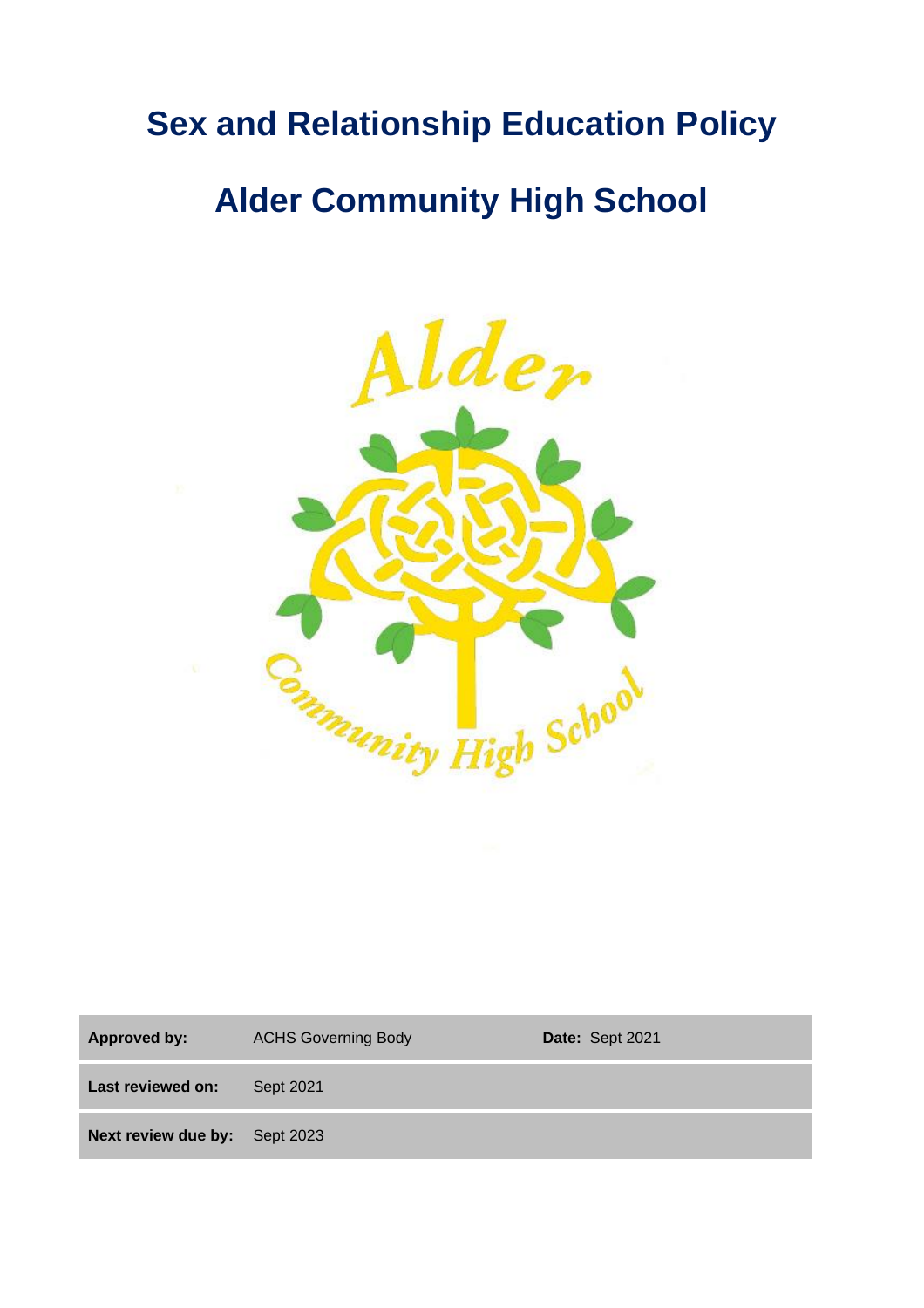# Sex and Relationship Education Policy

# Alder Community High School

| | | | |
|---|---|---|---|
| **Approved by:** | ACHS Governing Body | **Date:** Sept 2021 | |
| **Last reviewed on:** | Sept 2021 | | |
| **Next review due by:** | Sept 2023 | | |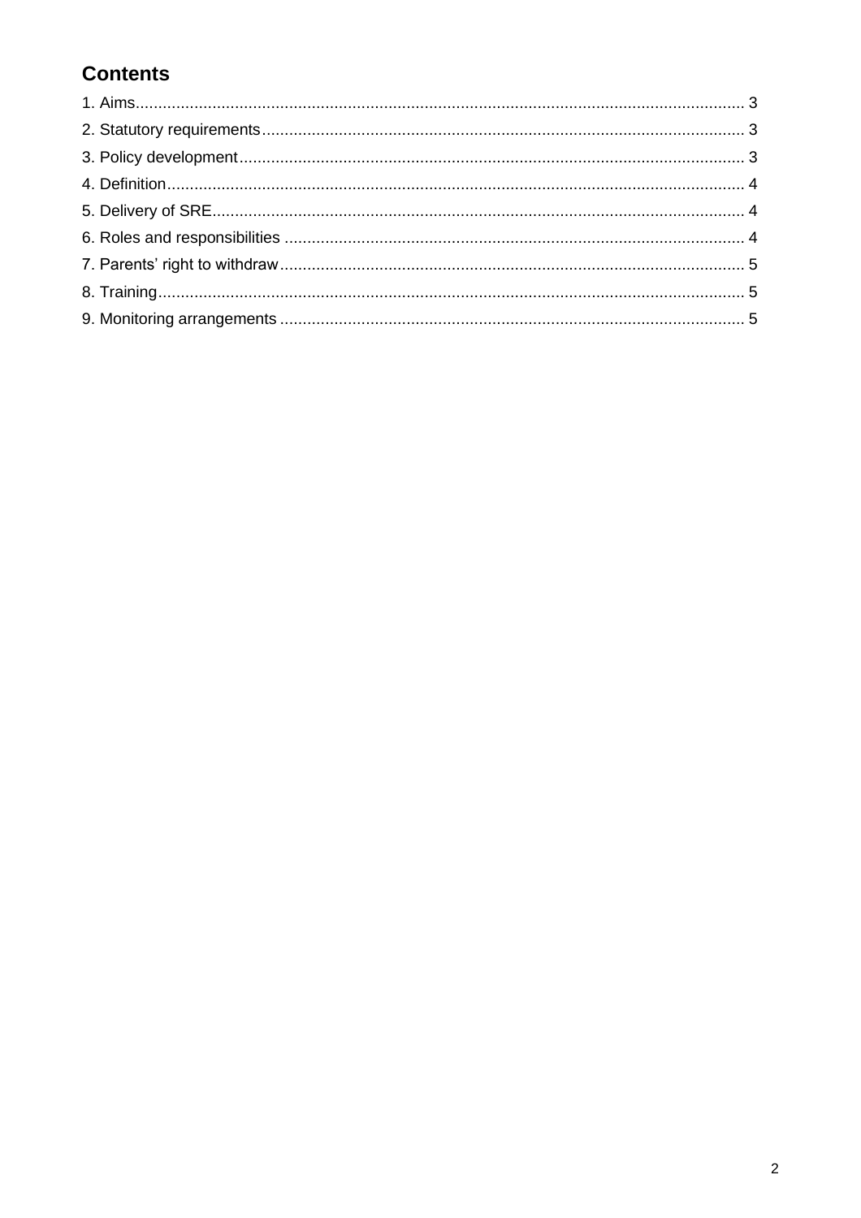## Contents

1. Aims ........................................................ 3
2. Statutory requirements ........................................................ 3
3. Policy development ........................................................ 3
4. Definition ........................................................ 4
5. Delivery of SRE ........................................................ 4
6. Roles and responsibilities ........................................................ 4
7. Parents' right to withdraw ........................................................ 5
8. Training ........................................................ 5
9. Monitoring arrangements ........................................................ 5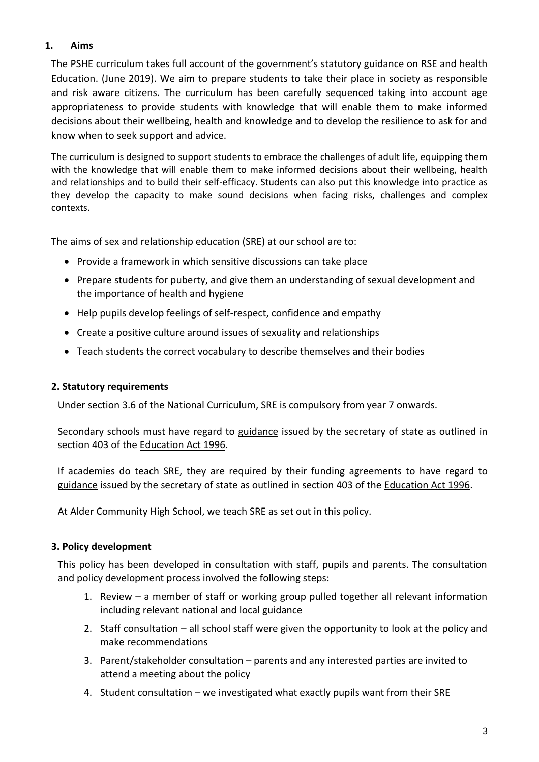## 1. Aims

The PSHE curriculum takes full account of the government's statutory guidance on RSE and health Education. (June 2019). We aim to prepare students to take their place in society as responsible and risk aware citizens. The curriculum has been carefully sequenced taking into account age appropriateness to provide students with knowledge that will enable them to make informed decisions about their wellbeing, health and knowledge and to develop the resilience to ask for and know when to seek support and advice.

The curriculum is designed to support students to embrace the challenges of adult life, equipping them with the knowledge that will enable them to make informed decisions about their wellbeing, health and relationships and to build their self-efficacy. Students can also put this knowledge into practice as they develop the capacity to make sound decisions when facing risks, challenges and complex contexts.

The aims of sex and relationship education (SRE) at our school are to:

- Provide a framework in which sensitive discussions can take place
- Prepare students for puberty, and give them an understanding of sexual development and the importance of health and hygiene
- Help pupils develop feelings of self-respect, confidence and empathy
- Create a positive culture around issues of sexuality and relationships
- Teach students the correct vocabulary to describe themselves and their bodies

## 2. Statutory requirements

Under section 3.6 of the National Curriculum, SRE is compulsory from year 7 onwards.

Secondary schools must have regard to guidance issued by the secretary of state as outlined in section 403 of the Education Act 1996.

If academies do teach SRE, they are required by their funding agreements to have regard to guidance issued by the secretary of state as outlined in section 403 of the Education Act 1996.

At Alder Community High School, we teach SRE as set out in this policy.

## 3. Policy development

This policy has been developed in consultation with staff, pupils and parents. The consultation and policy development process involved the following steps:

1. Review – a member of staff or working group pulled together all relevant information including relevant national and local guidance
2. Staff consultation – all school staff were given the opportunity to look at the policy and make recommendations
3. Parent/stakeholder consultation – parents and any interested parties are invited to attend a meeting about the policy
4. Student consultation – we investigated what exactly pupils want from their SRE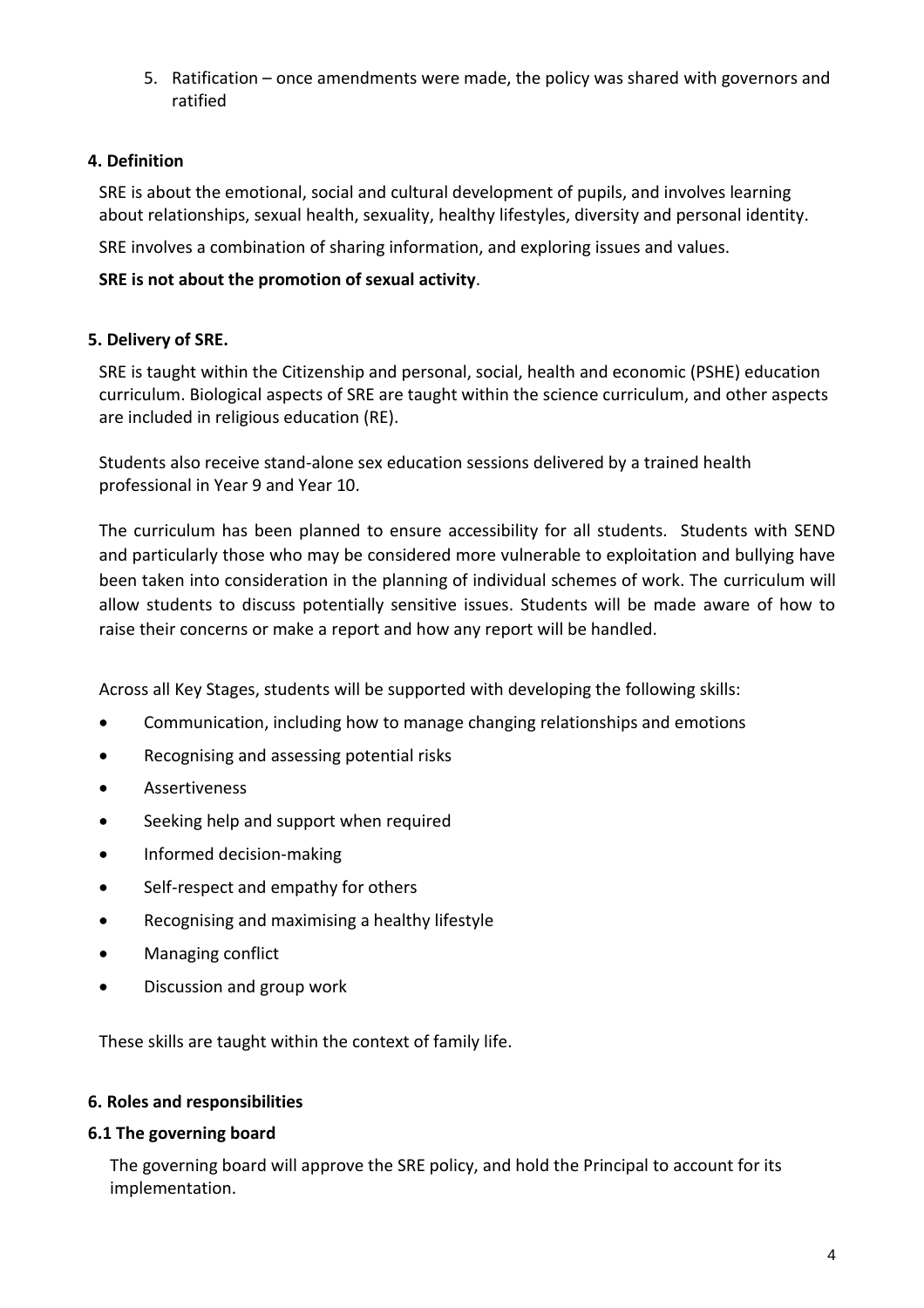5. Ratification – once amendments were made, the policy was shared with governors and ratified

### 4. Definition

SRE is about the emotional, social and cultural development of pupils, and involves learning about relationships, sexual health, sexuality, healthy lifestyles, diversity and personal identity.

SRE involves a combination of sharing information, and exploring issues and values.

**SRE is not about the promotion of sexual activity**.

### 5. Delivery of SRE.

SRE is taught within the Citizenship and personal, social, health and economic (PSHE) education curriculum. Biological aspects of SRE are taught within the science curriculum, and other aspects are included in religious education (RE).

Students also receive stand-alone sex education sessions delivered by a trained health professional in Year 9 and Year 10.

The curriculum has been planned to ensure accessibility for all students. Students with SEND and particularly those who may be considered more vulnerable to exploitation and bullying have been taken into consideration in the planning of individual schemes of work. The curriculum will allow students to discuss potentially sensitive issues. Students will be made aware of how to raise their concerns or make a report and how any report will be handled.

Across all Key Stages, students will be supported with developing the following skills:

- Communication, including how to manage changing relationships and emotions
- Recognising and assessing potential risks
- Assertiveness
- Seeking help and support when required
- Informed decision-making
- Self-respect and empathy for others
- Recognising and maximising a healthy lifestyle
- Managing conflict
- Discussion and group work

These skills are taught within the context of family life.

### 6. Roles and responsibilities

#### 6.1 The governing board

The governing board will approve the SRE policy, and hold the Principal to account for its implementation.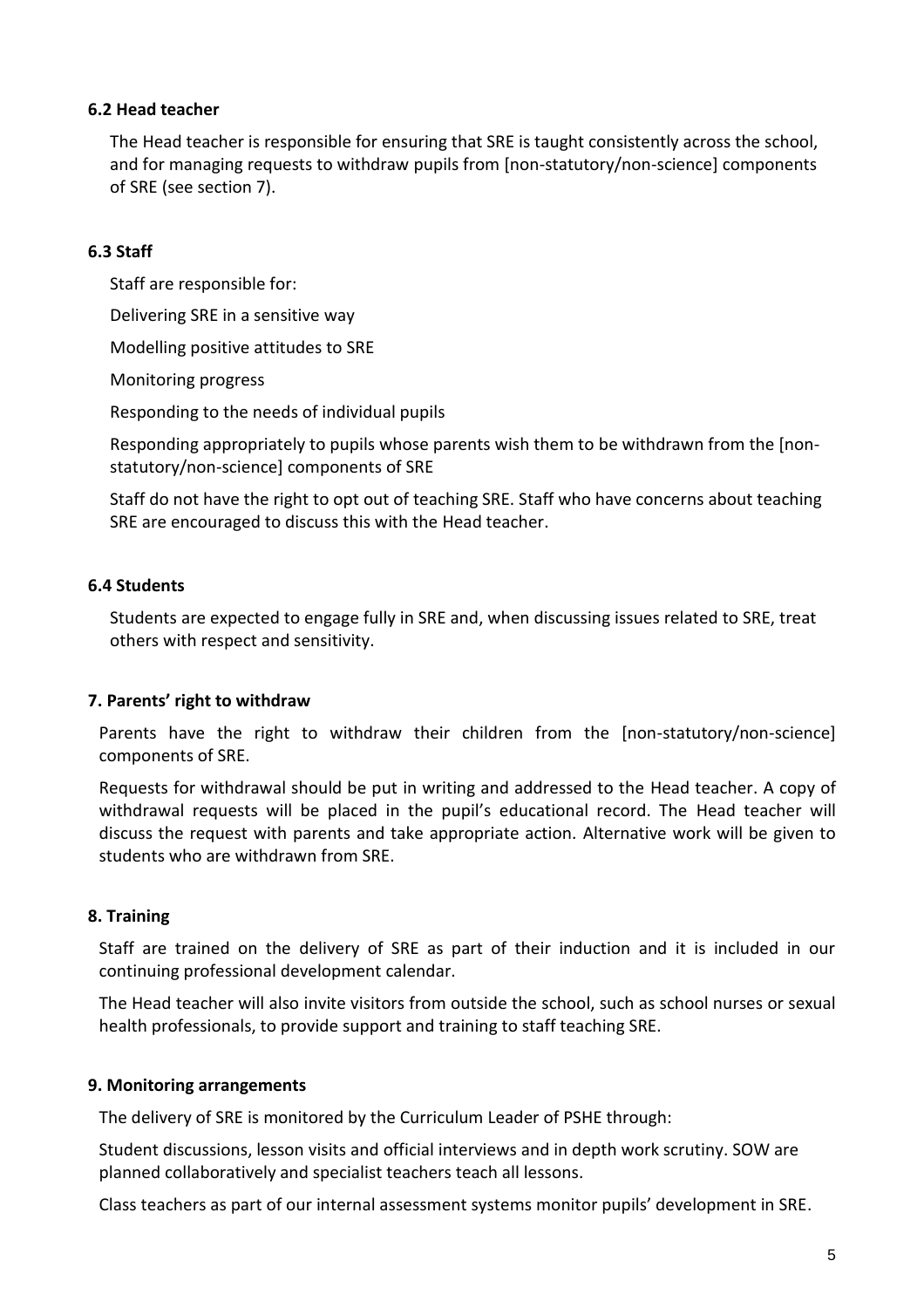### 6.2 Head teacher

The Head teacher is responsible for ensuring that SRE is taught consistently across the school, and for managing requests to withdraw pupils from [non-statutory/non-science] components of SRE (see section 7).

### 6.3 Staff

Staff are responsible for:

Delivering SRE in a sensitive way

Modelling positive attitudes to SRE

Monitoring progress

Responding to the needs of individual pupils

Responding appropriately to pupils whose parents wish them to be withdrawn from the [non-statutory/non-science] components of SRE

Staff do not have the right to opt out of teaching SRE. Staff who have concerns about teaching SRE are encouraged to discuss this with the Head teacher.

### 6.4 Students

Students are expected to engage fully in SRE and, when discussing issues related to SRE, treat others with respect and sensitivity.

## 7. Parents' right to withdraw

Parents have the right to withdraw their children from the [non-statutory/non-science] components of SRE.

Requests for withdrawal should be put in writing and addressed to the Head teacher. A copy of withdrawal requests will be placed in the pupil's educational record. The Head teacher will discuss the request with parents and take appropriate action. Alternative work will be given to students who are withdrawn from SRE.

## 8. Training

Staff are trained on the delivery of SRE as part of their induction and it is included in our continuing professional development calendar.

The Head teacher will also invite visitors from outside the school, such as school nurses or sexual health professionals, to provide support and training to staff teaching SRE.

## 9. Monitoring arrangements

The delivery of SRE is monitored by the Curriculum Leader of PSHE through:

Student discussions, lesson visits and official interviews and in depth work scrutiny. SOW are planned collaboratively and specialist teachers teach all lessons.

Class teachers as part of our internal assessment systems monitor pupils' development in SRE.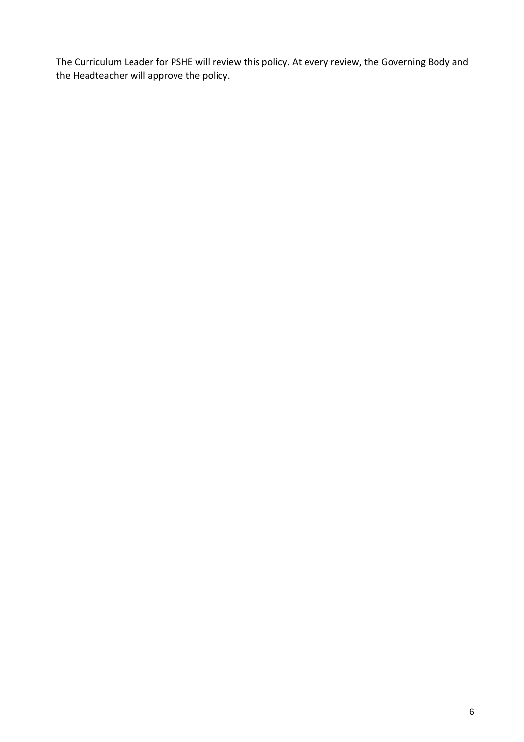The Curriculum Leader for PSHE will review this policy. At every review, the Governing Body and the Headteacher will approve the policy.